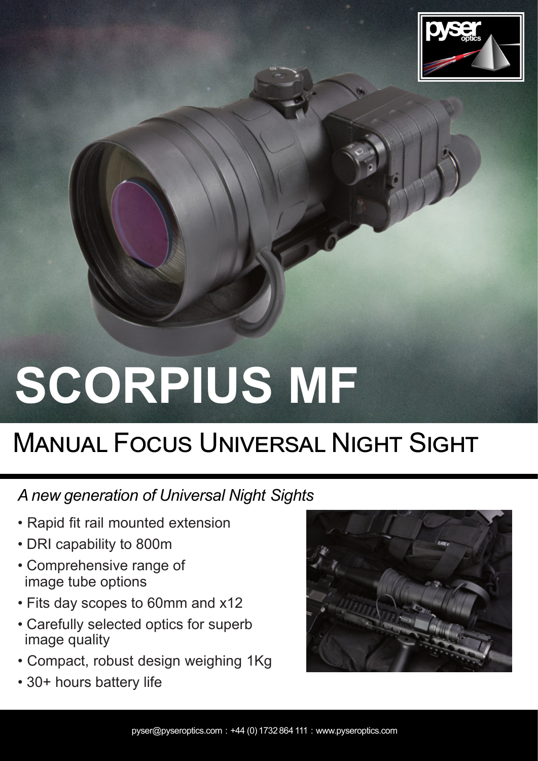# SCORPIUS MF

## Manual Focus Universal Night Sight

*A new generation of Universal Night Sights*

- Rapid fit rail mounted extension
- DRI capability to 800m
- Comprehensive range of image tube options
- Fits day scopes to 60mm and x12
- Carefully selected optics for superb image quality
- Compact, robust design weighing 1Kg
- 30+ hours battery life

pyser@pyseroptics.com : +44 (0) 1732 864 111 : www.pyseroptics.com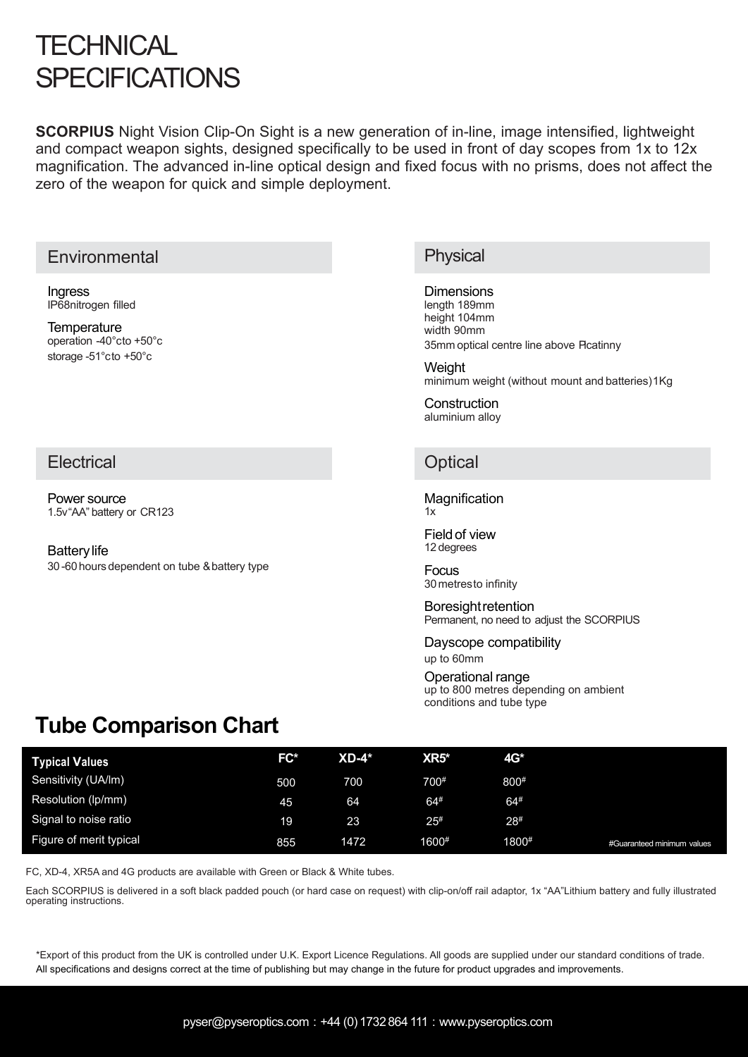# TECHNICAL SPECIFICATIONS

**SCORPIUS** Night Vision Clip-On Sight is a new generation of in-line, image intensified, lightweight and compact weapon sights, designed specifically to be used in front of day scopes from 1x to 12x magnification. The advanced in-line optical design and fixed focus with no prisms, does not affect the zero of the weapon for quick and simple deployment.

## Environmental

**Ingress**
IP68nitrogen filled

**Temperature**
operation -40°cto +50°c
storage -51°cto +50°c

## Electrical

**Power source**
1.5v"AA" battery or CR123

**Battery life**
30 -60 hours dependent on tube & battery type

## Physical

**Dimensions**
length 189mm
height 104mm
width 90mm
35mm optical centre line above Picatinny

**Weight**
minimum weight (without mount and batteries) 1Kg

**Construction**
aluminium alloy

## Optical

**Magnification**
1x

**Field of view**
12 degrees

**Focus**
30 metres to infinity

**Boresight retention**
Permanent, no need to adjust the SCORPIUS

**Dayscope compatibility**
up to 60mm

**Operational range**
up to 800 metres depending on ambient conditions and tube type

## Tube Comparison Chart

| Typical Values | FC* | XD-4* | XR5* | 4G* | |
|---|---|---|---|---|---|
| Sensitivity (UA/lm) | 500 | 700 | 700# | 800# | |
| Resolution (lp/mm) | 45 | 64 | 64# | 64# | |
| Signal to noise ratio | 19 | 23 | 25# | 28# | |
| Figure of merit typical | 855 | 1472 | 1600# | 1800# | #Guaranteed minimum values |

FC, XD-4, XR5A and 4G products are available with Green or Black & White tubes.

Each SCORPIUS is delivered in a soft black padded pouch (or hard case on request) with clip-on/off rail adaptor, 1x "AA"Lithium battery and fully illustrated operating instructions.

*Export of this product from the UK is controlled under U.K. Export Licence Regulations. All goods are supplied under our standard conditions of trade.
All specifications and designs correct at the time of publishing but may change in the future for product upgrades and improvements.

pyser@pyseroptics.com : +44 (0) 1732 864 111 : www.pyseroptics.com